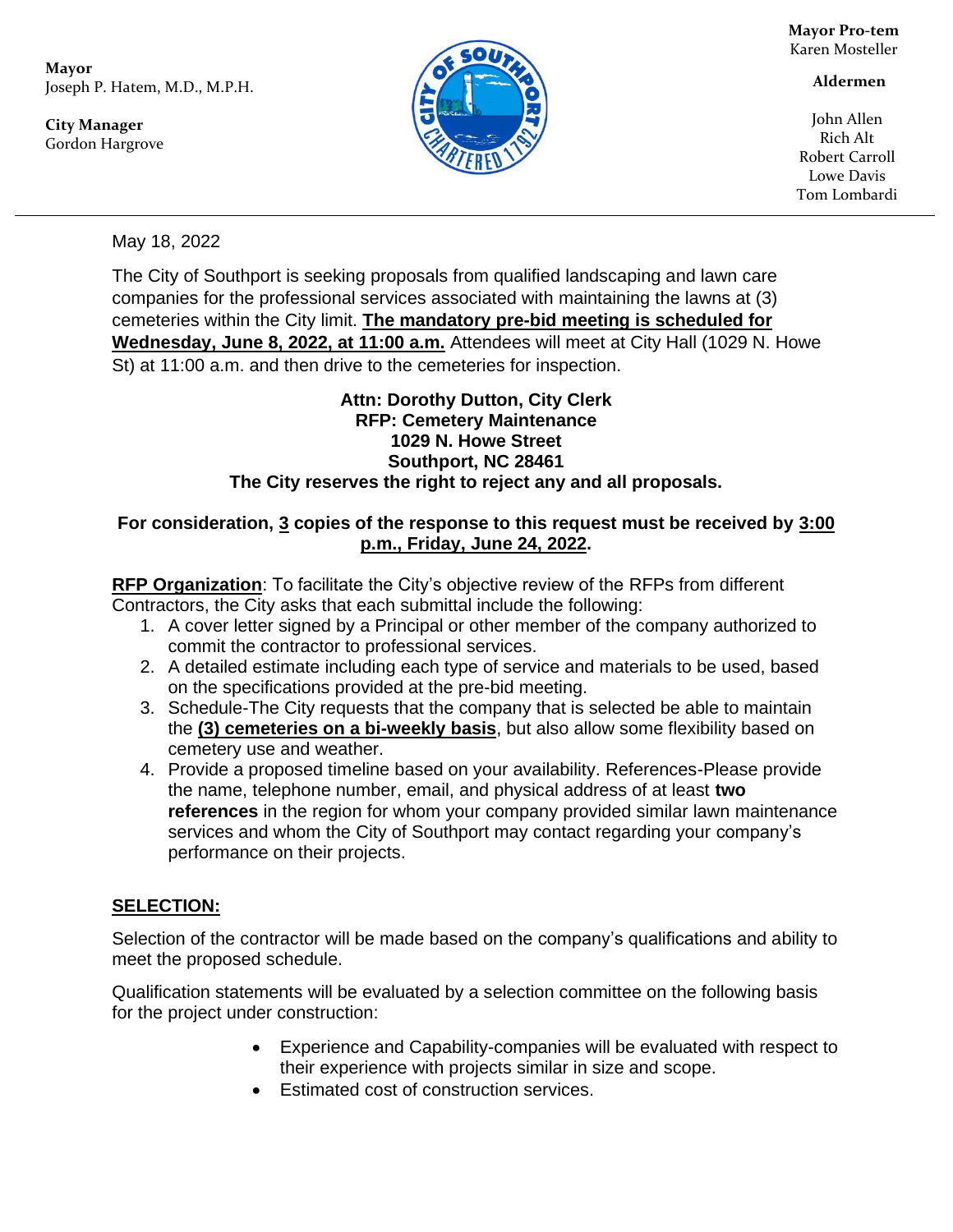**Mayor**
Joseph P. Hatem, M.D., M.P.H.

**City Manager**
Gordon Hargrove

**Mayor Pro-tem**
Karen Mosteller

**Aldermen**

John Allen
Rich Alt
Robert Carroll
Lowe Davis
Tom Lombardi

---

May 18, 2022

The City of Southport is seeking proposals from qualified landscaping and lawn care companies for the professional services associated with maintaining the lawns at (3) cemeteries within the City limit. **The mandatory pre-bid meeting is scheduled for Wednesday, June 8, 2022, at 11:00 a.m.** Attendees will meet at City Hall (1029 N. Howe St) at 11:00 a.m. and then drive to the cemeteries for inspection.

**Attn: Dorothy Dutton, City Clerk**
**RFP: Cemetery Maintenance**
**1029 N. Howe Street**
**Southport, NC 28461**
**The City reserves the right to reject any and all proposals.**

**For consideration, 3 copies of the response to this request must be received by 3:00 p.m., Friday, June 24, 2022.**

**RFP Organization**: To facilitate the City's objective review of the RFPs from different Contractors, the City asks that each submittal include the following:

1. A cover letter signed by a Principal or other member of the company authorized to commit the contractor to professional services.
2. A detailed estimate including each type of service and materials to be used, based on the specifications provided at the pre-bid meeting.
3. Schedule-The City requests that the company that is selected be able to maintain the **(3) cemeteries on a bi-weekly basis**, but also allow some flexibility based on cemetery use and weather.
4. Provide a proposed timeline based on your availability. References-Please provide the name, telephone number, email, and physical address of at least **two references** in the region for whom your company provided similar lawn maintenance services and whom the City of Southport may contact regarding your company's performance on their projects.

## SELECTION:

Selection of the contractor will be made based on the company's qualifications and ability to meet the proposed schedule.

Qualification statements will be evaluated by a selection committee on the following basis for the project under construction:

- Experience and Capability-companies will be evaluated with respect to their experience with projects similar in size and scope.
- Estimated cost of construction services.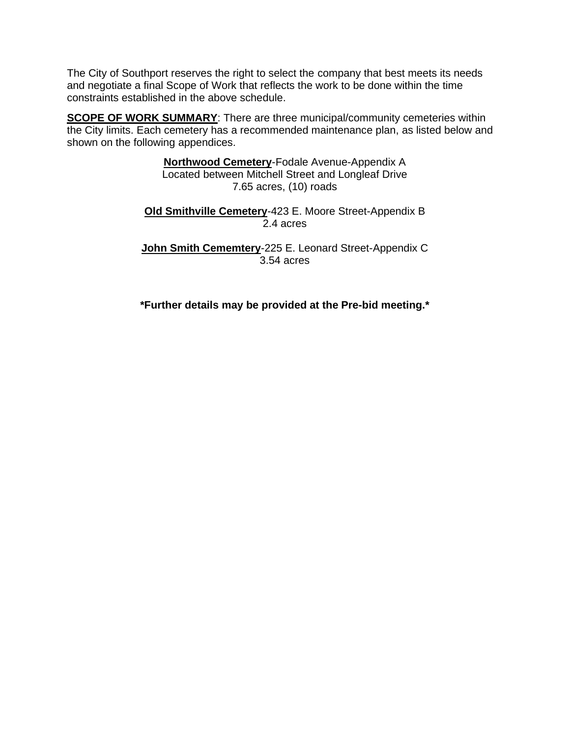The City of Southport reserves the right to select the company that best meets its needs and negotiate a final Scope of Work that reflects the work to be done within the time constraints established in the above schedule.

**SCOPE OF WORK SUMMARY**: There are three municipal/community cemeteries within the City limits. Each cemetery has a recommended maintenance plan, as listed below and shown on the following appendices.

**Northwood Cemetery**-Fodale Avenue-Appendix A
Located between Mitchell Street and Longleaf Drive
7.65 acres, (10) roads

**Old Smithville Cemetery**-423 E. Moore Street-Appendix B
2.4 acres

**John Smith Cememtery**-225 E. Leonard Street-Appendix C
3.54 acres

**\*Further details may be provided at the Pre-bid meeting.\***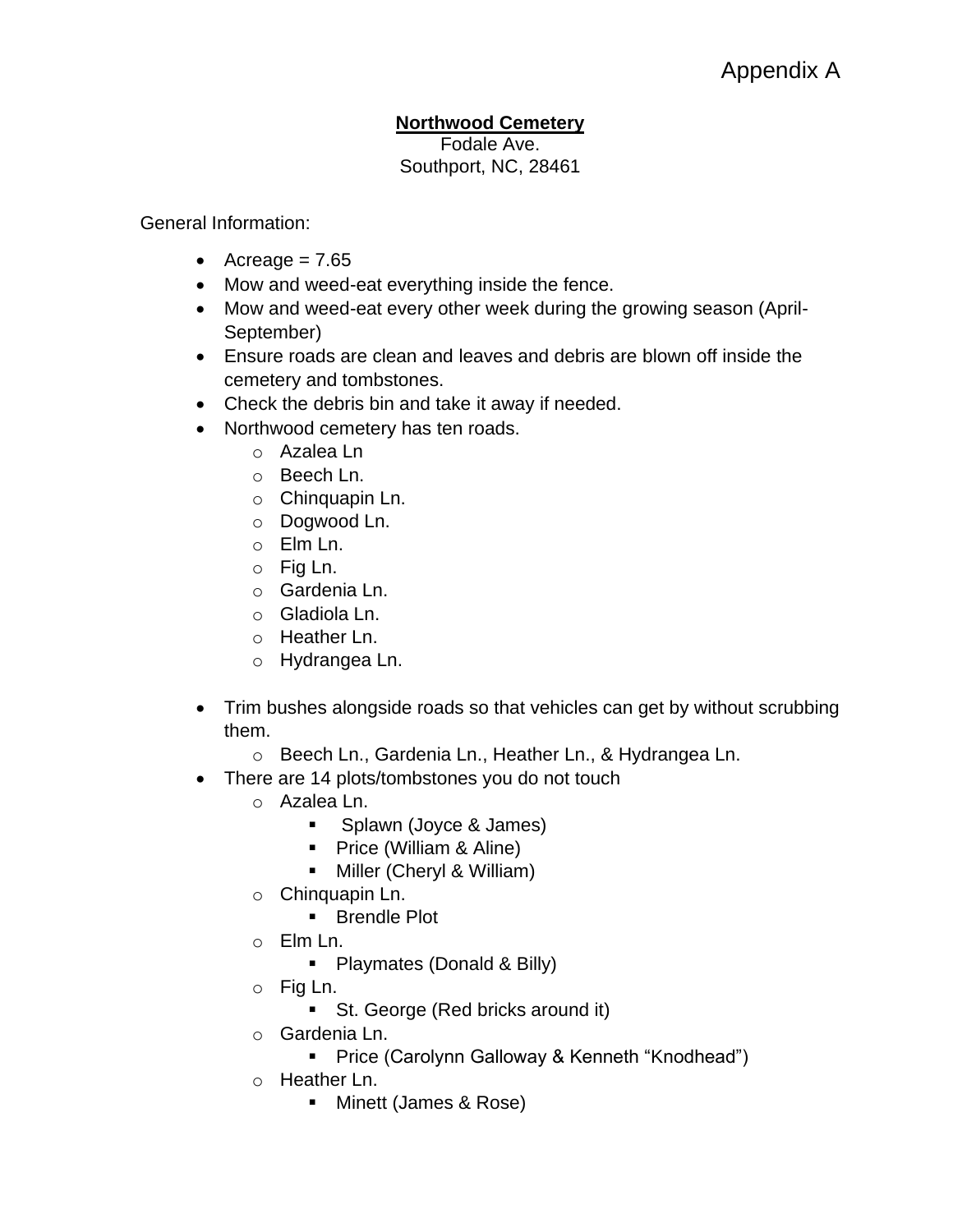Appendix A

**Northwood Cemetery**

Fodale Ave.
Southport, NC, 28461

General Information:

- Acreage = 7.65
- Mow and weed-eat everything inside the fence.
- Mow and weed-eat every other week during the growing season (April-September)
- Ensure roads are clean and leaves and debris are blown off inside the cemetery and tombstones.
- Check the debris bin and take it away if needed.
- Northwood cemetery has ten roads.
  - Azalea Ln
  - Beech Ln.
  - Chinquapin Ln.
  - Dogwood Ln.
  - Elm Ln.
  - Fig Ln.
  - Gardenia Ln.
  - Gladiola Ln.
  - Heather Ln.
  - Hydrangea Ln.

- Trim bushes alongside roads so that vehicles can get by without scrubbing them.
  - Beech Ln., Gardenia Ln., Heather Ln., & Hydrangea Ln.
- There are 14 plots/tombstones you do not touch
  - Azalea Ln.
    - Splawn (Joyce & James)
    - Price (William & Aline)
    - Miller (Cheryl & William)
  - Chinquapin Ln.
    - Brendle Plot
  - Elm Ln.
    - Playmates (Donald & Billy)
  - Fig Ln.
    - St. George (Red bricks around it)
  - Gardenia Ln.
    - Price (Carolynn Galloway & Kenneth "Knodhead")
  - Heather Ln.
    - Minett (James & Rose)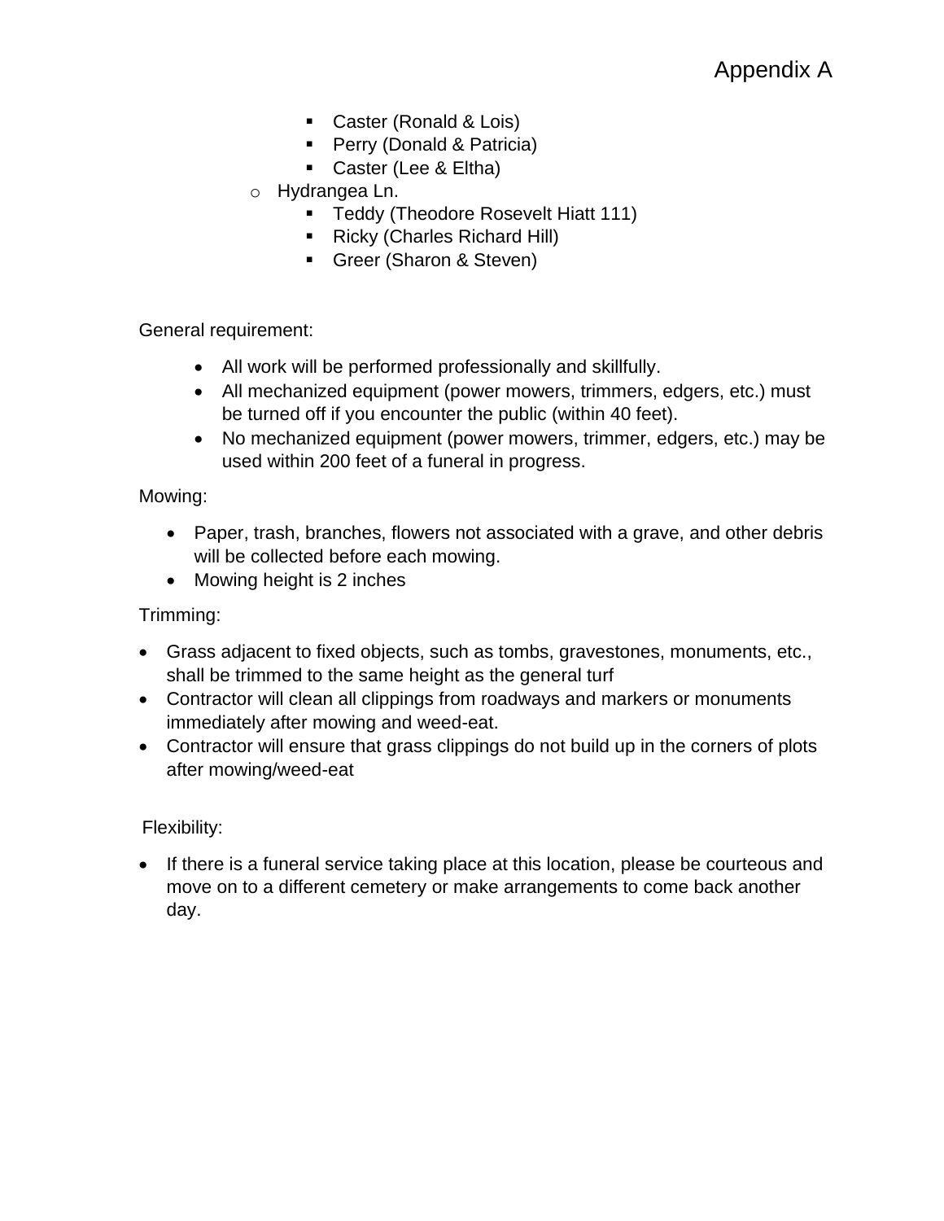Appendix A

        - Caster (Ronald & Lois)
        - Perry (Donald & Patricia)
        - Caster (Lee & Eltha)
    - Hydrangea Ln.
        - Teddy (Theodore Rosevelt Hiatt 111)
        - Ricky (Charles Richard Hill)
        - Greer (Sharon & Steven)

General requirement:

- All work will be performed professionally and skillfully.
- All mechanized equipment (power mowers, trimmers, edgers, etc.) must be turned off if you encounter the public (within 40 feet).
- No mechanized equipment (power mowers, trimmer, edgers, etc.) may be used within 200 feet of a funeral in progress.

Mowing:

- Paper, trash, branches, flowers not associated with a grave, and other debris will be collected before each mowing.
- Mowing height is 2 inches

Trimming:

- Grass adjacent to fixed objects, such as tombs, gravestones, monuments, etc., shall be trimmed to the same height as the general turf
- Contractor will clean all clippings from roadways and markers or monuments immediately after mowing and weed-eat.
- Contractor will ensure that grass clippings do not build up in the corners of plots after mowing/weed-eat

Flexibility:

- If there is a funeral service taking place at this location, please be courteous and move on to a different cemetery or make arrangements to come back another day.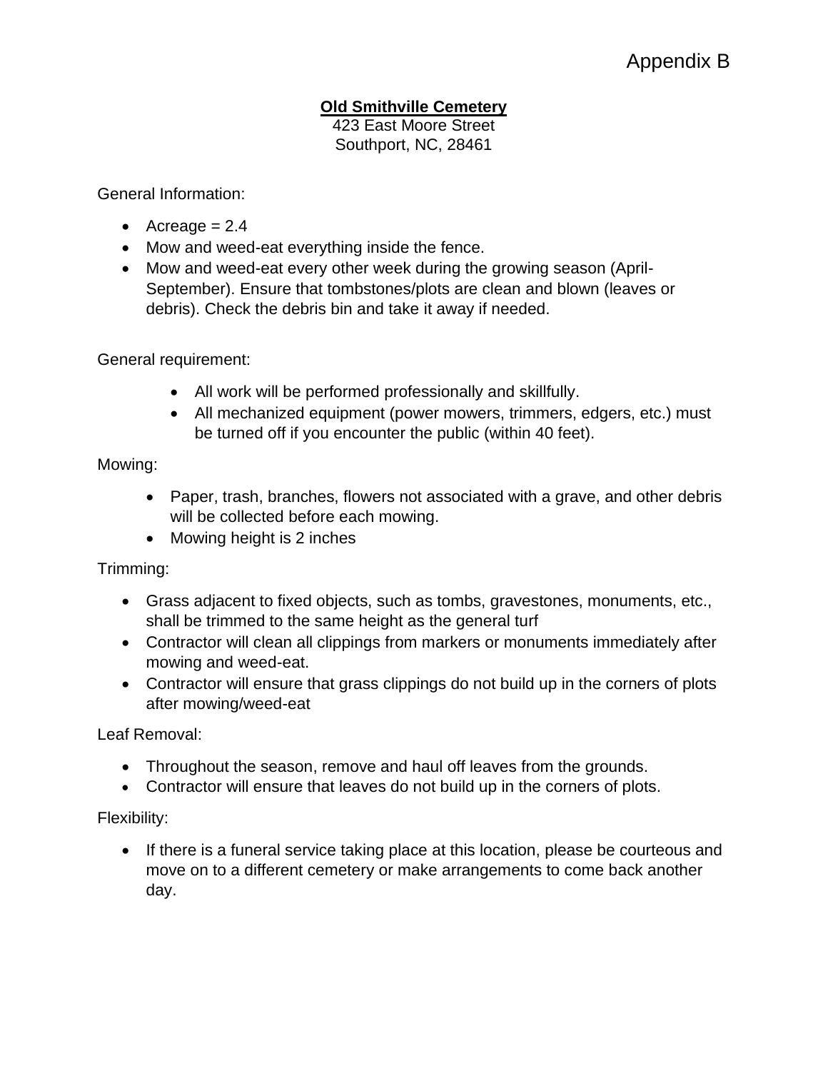Appendix B

**Old Smithville Cemetery**

423 East Moore Street
Southport, NC, 28461

General Information:

- Acreage = 2.4
- Mow and weed-eat everything inside the fence.
- Mow and weed-eat every other week during the growing season (April-September). Ensure that tombstones/plots are clean and blown (leaves or debris). Check the debris bin and take it away if needed.

General requirement:

- All work will be performed professionally and skillfully.
- All mechanized equipment (power mowers, trimmers, edgers, etc.) must be turned off if you encounter the public (within 40 feet).

Mowing:

- Paper, trash, branches, flowers not associated with a grave, and other debris will be collected before each mowing.
- Mowing height is 2 inches

Trimming:

- Grass adjacent to fixed objects, such as tombs, gravestones, monuments, etc., shall be trimmed to the same height as the general turf
- Contractor will clean all clippings from markers or monuments immediately after mowing and weed-eat.
- Contractor will ensure that grass clippings do not build up in the corners of plots after mowing/weed-eat

Leaf Removal:

- Throughout the season, remove and haul off leaves from the grounds.
- Contractor will ensure that leaves do not build up in the corners of plots.

Flexibility:

- If there is a funeral service taking place at this location, please be courteous and move on to a different cemetery or make arrangements to come back another day.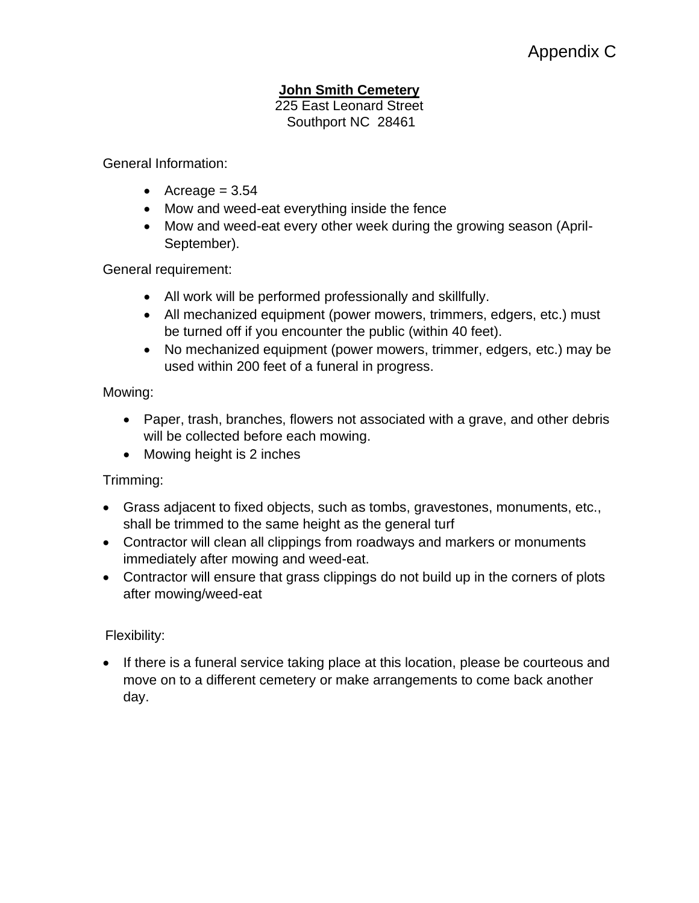Appendix C

**John Smith Cemetery**
225 East Leonard Street
Southport NC 28461

General Information:

- Acreage = 3.54
- Mow and weed-eat everything inside the fence
- Mow and weed-eat every other week during the growing season (April-September).

General requirement:

- All work will be performed professionally and skillfully.
- All mechanized equipment (power mowers, trimmers, edgers, etc.) must be turned off if you encounter the public (within 40 feet).
- No mechanized equipment (power mowers, trimmer, edgers, etc.) may be used within 200 feet of a funeral in progress.

Mowing:

- Paper, trash, branches, flowers not associated with a grave, and other debris will be collected before each mowing.
- Mowing height is 2 inches

Trimming:

- Grass adjacent to fixed objects, such as tombs, gravestones, monuments, etc., shall be trimmed to the same height as the general turf
- Contractor will clean all clippings from roadways and markers or monuments immediately after mowing and weed-eat.
- Contractor will ensure that grass clippings do not build up in the corners of plots after mowing/weed-eat

Flexibility:

- If there is a funeral service taking place at this location, please be courteous and move on to a different cemetery or make arrangements to come back another day.